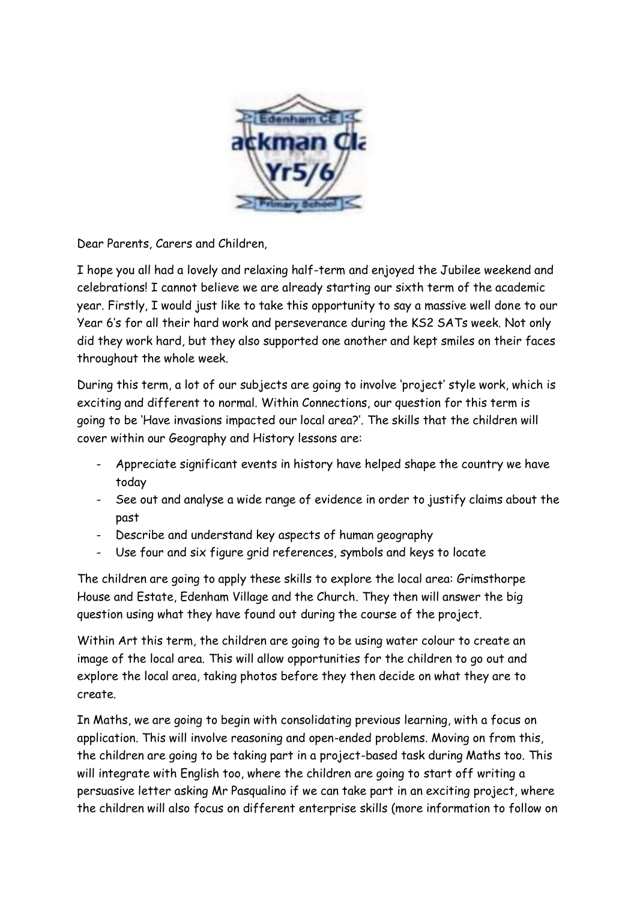Dear Parents, Carers and Children,

I hope you all had a lovely and relaxing half-term and enjoyed the Jubilee weekend and celebrations! I cannot believe we are already starting our sixth term of the academic year. Firstly, I would just like to take this opportunity to say a massive well done to our Year 6's for all their hard work and perseverance during the KS2 SATs week. Not only did they work hard, but they also supported one another and kept smiles on their faces throughout the whole week.

During this term, a lot of our subjects are going to involve 'project' style work, which is exciting and different to normal. Within Connections, our question for this term is going to be 'Have invasions impacted our local area?'. The skills that the children will cover within our Geography and History lessons are:

- Appreciate significant events in history have helped shape the country we have today
- See out and analyse a wide range of evidence in order to justify claims about the past
- Describe and understand key aspects of human geography
- Use four and six figure grid references, symbols and keys to locate

The children are going to apply these skills to explore the local area: Grimsthorpe House and Estate, Edenham Village and the Church. They then will answer the big question using what they have found out during the course of the project.

Within Art this term, the children are going to be using water colour to create an image of the local area. This will allow opportunities for the children to go out and explore the local area, taking photos before they then decide on what they are to create.

In Maths, we are going to begin with consolidating previous learning, with a focus on application. This will involve reasoning and open-ended problems. Moving on from this, the children are going to be taking part in a project-based task during Maths too. This will integrate with English too, where the children are going to start off writing a persuasive letter asking Mr Pasqualino if we can take part in an exciting project, where the children will also focus on different enterprise skills (more information to follow on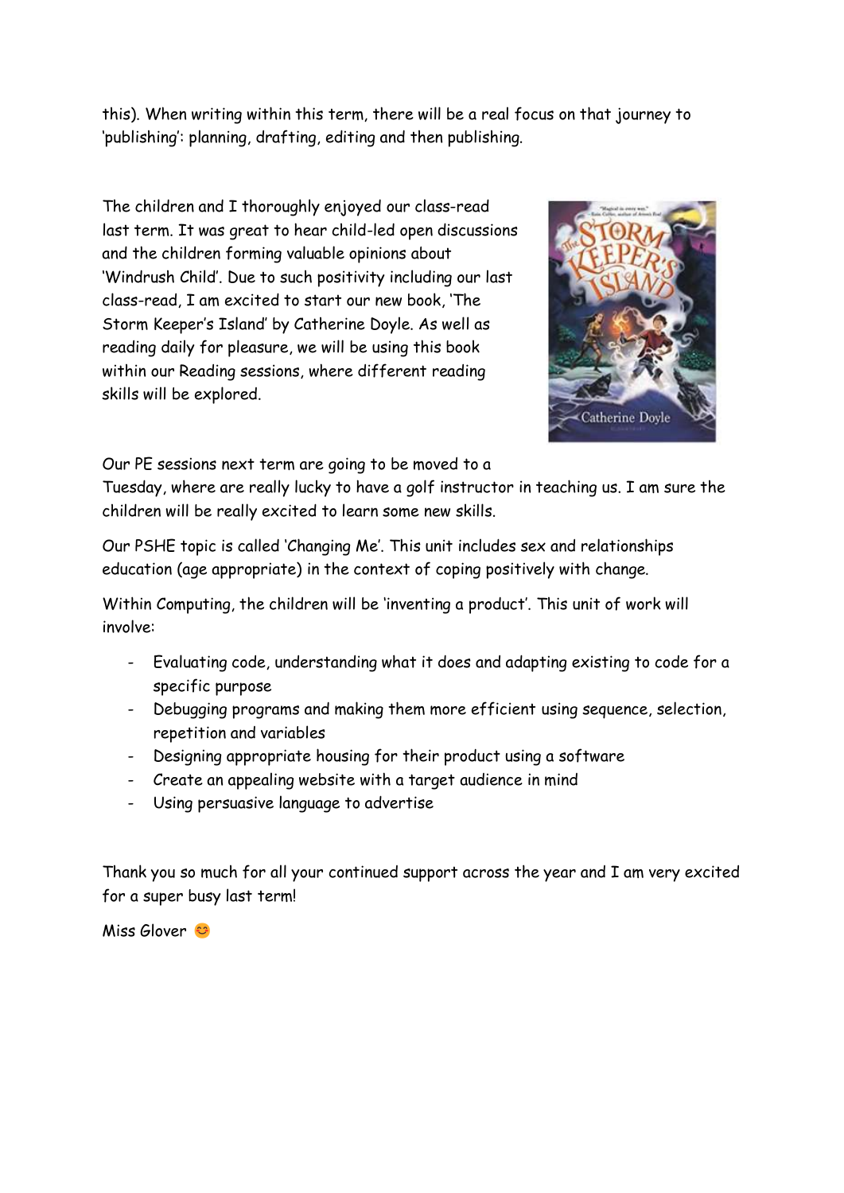this). When writing within this term, there will be a real focus on that journey to 'publishing': planning, drafting, editing and then publishing.

The children and I thoroughly enjoyed our class-read last term. It was great to hear child-led open discussions and the children forming valuable opinions about 'Windrush Child'. Due to such positivity including our last class-read, I am excited to start our new book, 'The Storm Keeper's Island' by Catherine Doyle. As well as reading daily for pleasure, we will be using this book within our Reading sessions, where different reading skills will be explored.

Our PE sessions next term are going to be moved to a Tuesday, where are really lucky to have a golf instructor in teaching us. I am sure the children will be really excited to learn some new skills.

Our PSHE topic is called 'Changing Me'. This unit includes sex and relationships education (age appropriate) in the context of coping positively with change.

Within Computing, the children will be 'inventing a product'. This unit of work will involve:

- Evaluating code, understanding what it does and adapting existing to code for a specific purpose
- Debugging programs and making them more efficient using sequence, selection, repetition and variables
- Designing appropriate housing for their product using a software
- Create an appealing website with a target audience in mind
- Using persuasive language to advertise

Thank you so much for all your continued support across the year and I am very excited for a super busy last term!

Miss Glover 😊